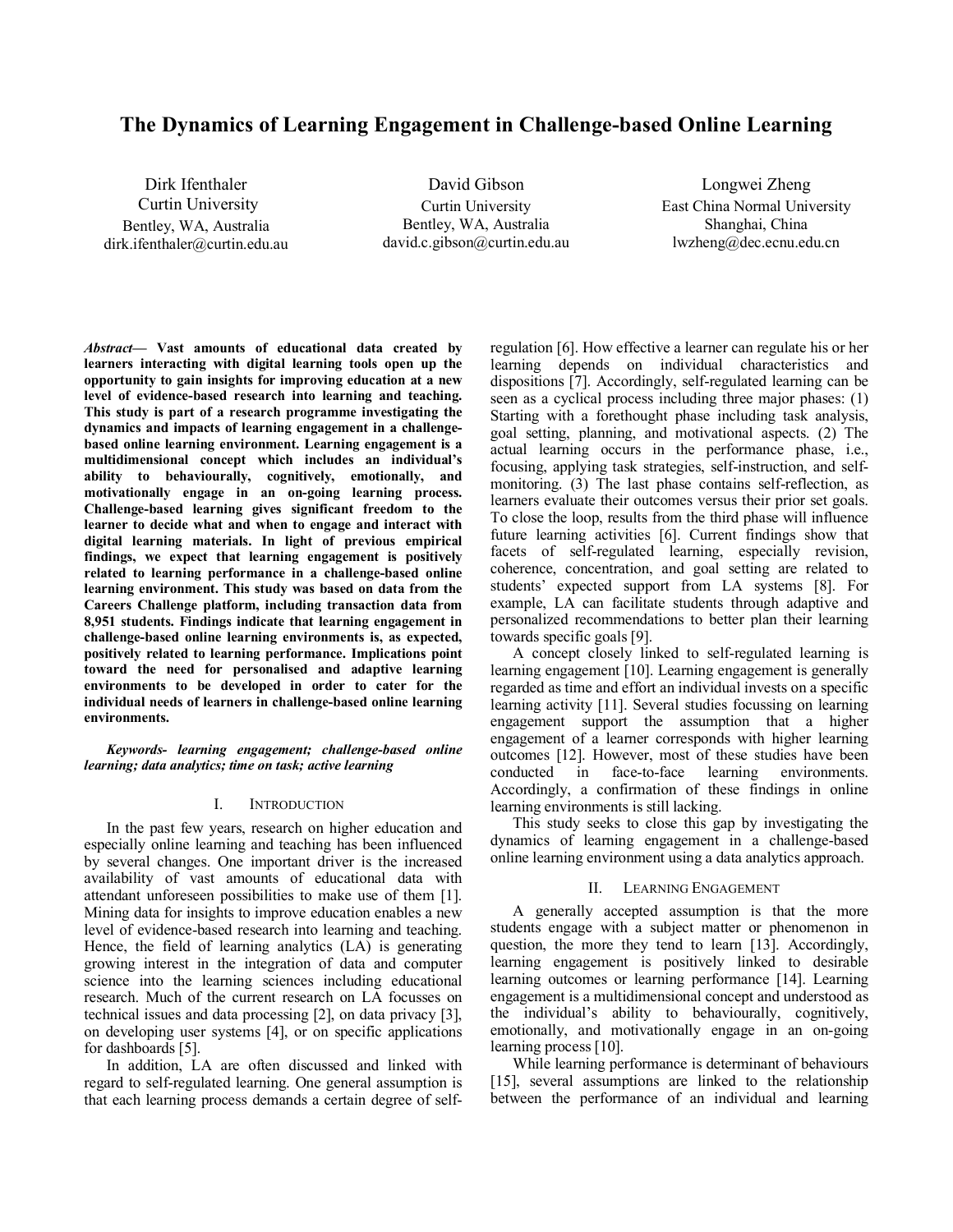# The Dynamics of Learning Engagement in Challenge-based Online Learning

Dirk Ifenthaler
Curtin University
Bentley, WA, Australia
dirk.ifenthaler@curtin.edu.au

David Gibson
Curtin University
Bentley, WA, Australia
david.c.gibson@curtin.edu.au

Longwei Zheng
East China Normal University
Shanghai, China
lwzheng@dec.ecnu.edu.cn

***Abstract*— Vast amounts of educational data created by learners interacting with digital learning tools open up the opportunity to gain insights for improving education at a new level of evidence-based research into learning and teaching. This study is part of a research programme investigating the dynamics and impacts of learning engagement in a challenge-based online learning environment. Learning engagement is a multidimensional concept which includes an individual's ability to behaviourally, cognitively, emotionally, and motivationally engage in an on-going learning process. Challenge-based learning gives significant freedom to the learner to decide what and when to engage and interact with digital learning materials. In light of previous empirical findings, we expect that learning engagement is positively related to learning performance in a challenge-based online learning environment. This study was based on data from the Careers Challenge platform, including transaction data from 8,951 students. Findings indicate that learning engagement in challenge-based online learning environments is, as expected, positively related to learning performance. Implications point toward the need for personalised and adaptive learning environments to be developed in order to cater for the individual needs of learners in challenge-based online learning environments.**

***Keywords- learning engagement; challenge-based online learning; data analytics; time on task; active learning***

## I. Introduction

In the past few years, research on higher education and especially online learning and teaching has been influenced by several changes. One important driver is the increased availability of vast amounts of educational data with attendant unforeseen possibilities to make use of them [1]. Mining data for insights to improve education enables a new level of evidence-based research into learning and teaching. Hence, the field of learning analytics (LA) is generating growing interest in the integration of data and computer science into the learning sciences including educational research. Much of the current research on LA focusses on technical issues and data processing [2], on data privacy [3], on developing user systems [4], or on specific applications for dashboards [5].

In addition, LA are often discussed and linked with regard to self-regulated learning. One general assumption is that each learning process demands a certain degree of self-regulation [6]. How effective a learner can regulate his or her learning depends on individual characteristics and dispositions [7]. Accordingly, self-regulated learning can be seen as a cyclical process including three major phases: (1) Starting with a forethought phase including task analysis, goal setting, planning, and motivational aspects. (2) The actual learning occurs in the performance phase, i.e., focusing, applying task strategies, self-instruction, and self-monitoring. (3) The last phase contains self-reflection, as learners evaluate their outcomes versus their prior set goals. To close the loop, results from the third phase will influence future learning activities [6]. Current findings show that facets of self-regulated learning, especially revision, coherence, concentration, and goal setting are related to students' expected support from LA systems [8]. For example, LA can facilitate students through adaptive and personalized recommendations to better plan their learning towards specific goals [9].

A concept closely linked to self-regulated learning is learning engagement [10]. Learning engagement is generally regarded as time and effort an individual invests on a specific learning activity [11]. Several studies focussing on learning engagement support the assumption that a higher engagement of a learner corresponds with higher learning outcomes [12]. However, most of these studies have been conducted in face-to-face learning environments. Accordingly, a confirmation of these findings in online learning environments is still lacking.

This study seeks to close this gap by investigating the dynamics of learning engagement in a challenge-based online learning environment using a data analytics approach.

## II. Learning Engagement

A generally accepted assumption is that the more students engage with a subject matter or phenomenon in question, the more they tend to learn [13]. Accordingly, learning engagement is positively linked to desirable learning outcomes or learning performance [14]. Learning engagement is a multidimensional concept and understood as the individual's ability to behaviourally, cognitively, emotionally, and motivationally engage in an on-going learning process [10].

While learning performance is determinant of behaviours [15], several assumptions are linked to the relationship between the performance of an individual and learning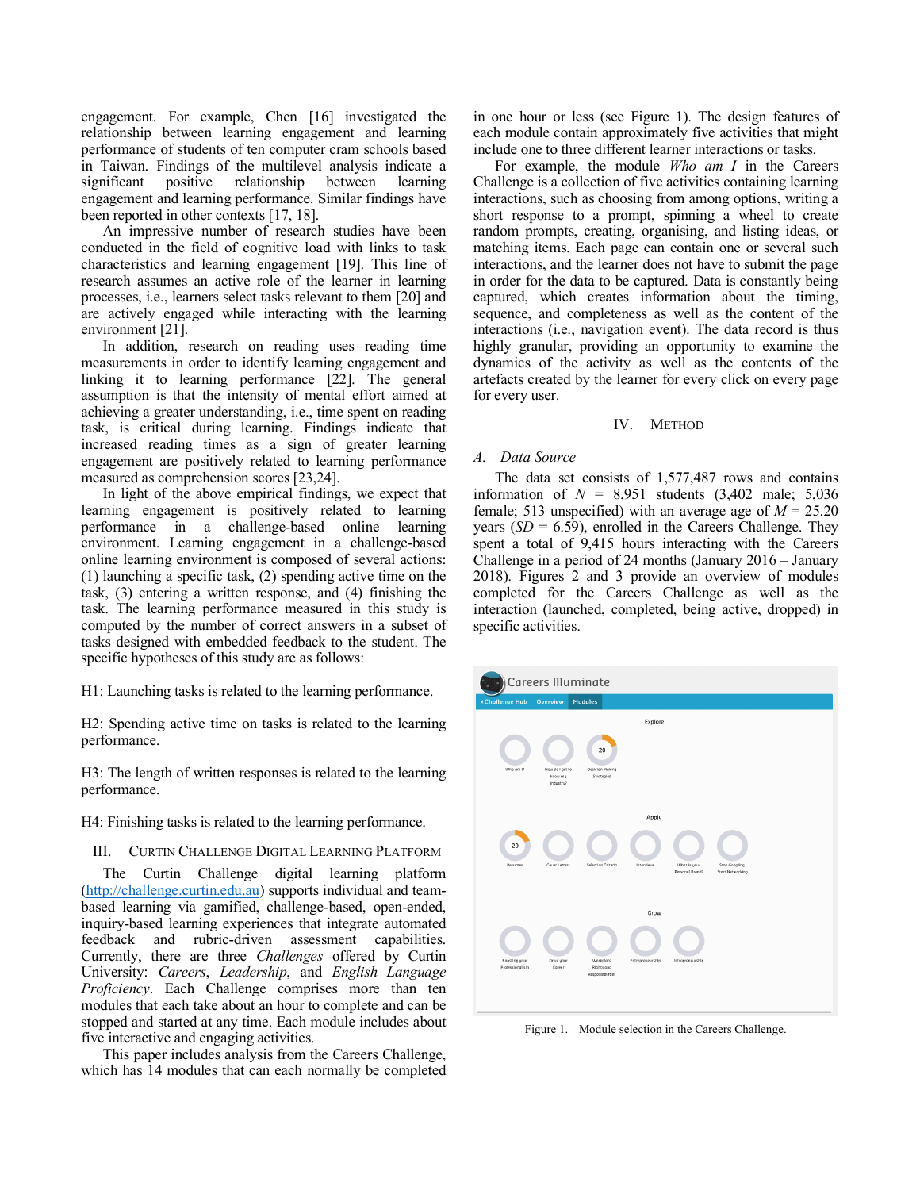engagement. For example, Chen [16] investigated the relationship between learning engagement and learning performance of students of ten computer cram schools based in Taiwan. Findings of the multilevel analysis indicate a significant positive relationship between learning engagement and learning performance. Similar findings have been reported in other contexts [17, 18].

An impressive number of research studies have been conducted in the field of cognitive load with links to task characteristics and learning engagement [19]. This line of research assumes an active role of the learner in learning processes, i.e., learners select tasks relevant to them [20] and are actively engaged while interacting with the learning environment [21].

In addition, research on reading uses reading time measurements in order to identify learning engagement and linking it to learning performance [22]. The general assumption is that the intensity of mental effort aimed at achieving a greater understanding, i.e., time spent on reading task, is critical during learning. Findings indicate that increased reading times as a sign of greater learning engagement are positively related to learning performance measured as comprehension scores [23,24].

In light of the above empirical findings, we expect that learning engagement is positively related to learning performance in a challenge-based online learning environment. Learning engagement in a challenge-based online learning environment is composed of several actions: (1) launching a specific task, (2) spending active time on the task, (3) entering a written response, and (4) finishing the task. The learning performance measured in this study is computed by the number of correct answers in a subset of tasks designed with embedded feedback to the student. The specific hypotheses of this study are as follows:

H1: Launching tasks is related to the learning performance.

H2: Spending active time on tasks is related to the learning performance.

H3: The length of written responses is related to the learning performance.

H4: Finishing tasks is related to the learning performance.

## III. Curtin Challenge Digital Learning Platform

The Curtin Challenge digital learning platform (http://challenge.curtin.edu.au) supports individual and team-based learning via gamified, challenge-based, open-ended, inquiry-based learning experiences that integrate automated feedback and rubric-driven assessment capabilities. Currently, there are three *Challenges* offered by Curtin University: *Careers*, *Leadership*, and *English Language Proficiency*. Each Challenge comprises more than ten modules that each take about an hour to complete and can be stopped and started at any time. Each module includes about five interactive and engaging activities.

This paper includes analysis from the Careers Challenge, which has 14 modules that can each normally be completed in one hour or less (see Figure 1). The design features of each module contain approximately five activities that might include one to three different learner interactions or tasks.

For example, the module *Who am I* in the Careers Challenge is a collection of five activities containing learning interactions, such as choosing from among options, writing a short response to a prompt, spinning a wheel to create random prompts, creating, organising, and listing ideas, or matching items. Each page can contain one or several such interactions, and the learner does not have to submit the page in order for the data to be captured. Data is constantly being captured, which creates information about the timing, sequence, and completeness as well as the content of the interactions (i.e., navigation event). The data record is thus highly granular, providing an opportunity to examine the dynamics of the activity as well as the contents of the artefacts created by the learner for every click on every page for every user.

## IV. Method

### A. Data Source

The data set consists of 1,577,487 rows and contains information of $N$ = 8,951 students (3,402 male; 5,036 female; 513 unspecified) with an average age of $M$ = 25.20 years ($SD$ = 6.59), enrolled in the Careers Challenge. They spent a total of 9,415 hours interacting with the Careers Challenge in a period of 24 months (January 2016 – January 2018). Figures 2 and 3 provide an overview of modules completed for the Careers Challenge as well as the interaction (launched, completed, being active, dropped) in specific activities.

Figure 1. Module selection in the Careers Challenge.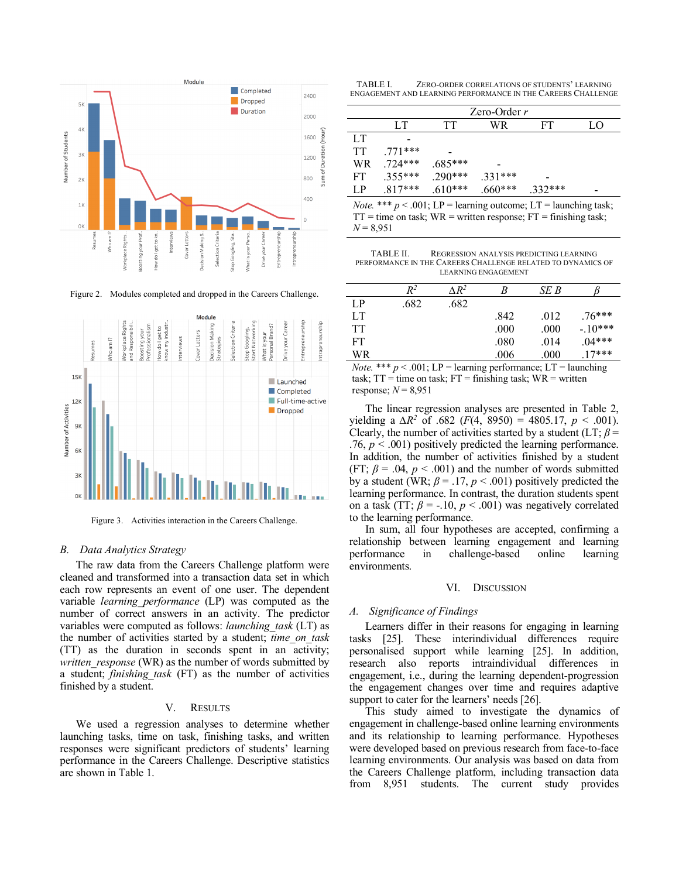Figure 2. Modules completed and dropped in the Careers Challenge.

Figure 3. Activities interaction in the Careers Challenge.

### B. Data Analytics Strategy

The raw data from the Careers Challenge platform were cleaned and transformed into a transaction data set in which each row represents an event of one user. The dependent variable *learning_performance* (LP) was computed as the number of correct answers in an activity. The predictor variables were computed as follows: *launching_task* (LT) as the number of activities started by a student; *time_on_task* (TT) as the duration in seconds spent in an activity; *written_response* (WR) as the number of words submitted by a student; *finishing_task* (FT) as the number of activities finished by a student.

## V. RESULTS

We used a regression analyses to determine whether launching tasks, time on task, finishing tasks, and written responses were significant predictors of students' learning performance in the Careers Challenge. Descriptive statistics are shown in Table 1.

TABLE I. ZERO-ORDER CORRELATIONS OF STUDENTS' LEARNING ENGAGEMENT AND LEARNING PERFORMANCE IN THE CAREERS CHALLENGE

| | Zero-Order *r* | | | | |
|---|---|---|---|---|---|
| | LT | TT | WR | FT | LO |
| LT | - | | | | |
| TT | .771*** | - | | | |
| WR | .724*** | .685*** | - | | |
| FT | .355*** | .290*** | .331*** | - | |
| LP | .817*** | .610*** | .660*** | .332*** | - |

*Note.* *** $p < .001$; LP = learning outcome; LT = launching task; TT = time on task; WR = written response; FT = finishing task; $N = 8{,}951$

TABLE II. REGRESSION ANALYSIS PREDICTING LEARNING PERFORMANCE IN THE CAREERS CHALLENGE RELATED TO DYNAMICS OF LEARNING ENGAGEMENT

| | $R^2$ | $\Delta R^2$ | *B* | *SE B* | $\beta$ |
|---|---|---|---|---|---|
| LP | .682 | .682 | | | |
| LT | | | .842 | .012 | .76*** |
| TT | | | .000 | .000 | -.10*** |
| FT | | | .080 | .014 | .04*** |
| WR | | | .006 | .000 | .17*** |

*Note.* *** $p < .001$; LP = learning performance; LT = launching task; TT = time on task; FT = finishing task; WR = written response; $N = 8{,}951$

The linear regression analyses are presented in Table 2, yielding a $\Delta R^2$ of .682 ($F(4, 8950) = 4805.17$, $p < .001$). Clearly, the number of activities started by a student (LT; $\beta = .76$, $p < .001$) positively predicted the learning performance. In addition, the number of activities finished by a student (FT; $\beta = .04$, $p < .001$) and the number of words submitted by a student (WR; $\beta = .17$, $p < .001$) positively predicted the learning performance. In contrast, the duration students spent on a task (TT; $\beta = -.10$, $p < .001$) was negatively correlated to the learning performance.

In sum, all four hypotheses are accepted, confirming a relationship between learning engagement and learning performance in challenge-based online learning environments.

## VI. DISCUSSION

### A. Significance of Findings

Learners differ in their reasons for engaging in learning tasks [25]. These interindividual differences require personalised support while learning [25]. In addition, research also reports intraindividual differences in engagement, i.e., during the learning dependent-progression the engagement changes over time and requires adaptive support to cater for the learners' needs [26].

This study aimed to investigate the dynamics of engagement in challenge-based online learning environments and its relationship to learning performance. Hypotheses were developed based on previous research from face-to-face learning environments. Our analysis was based on data from the Careers Challenge platform, including transaction data from 8,951 students. The current study provides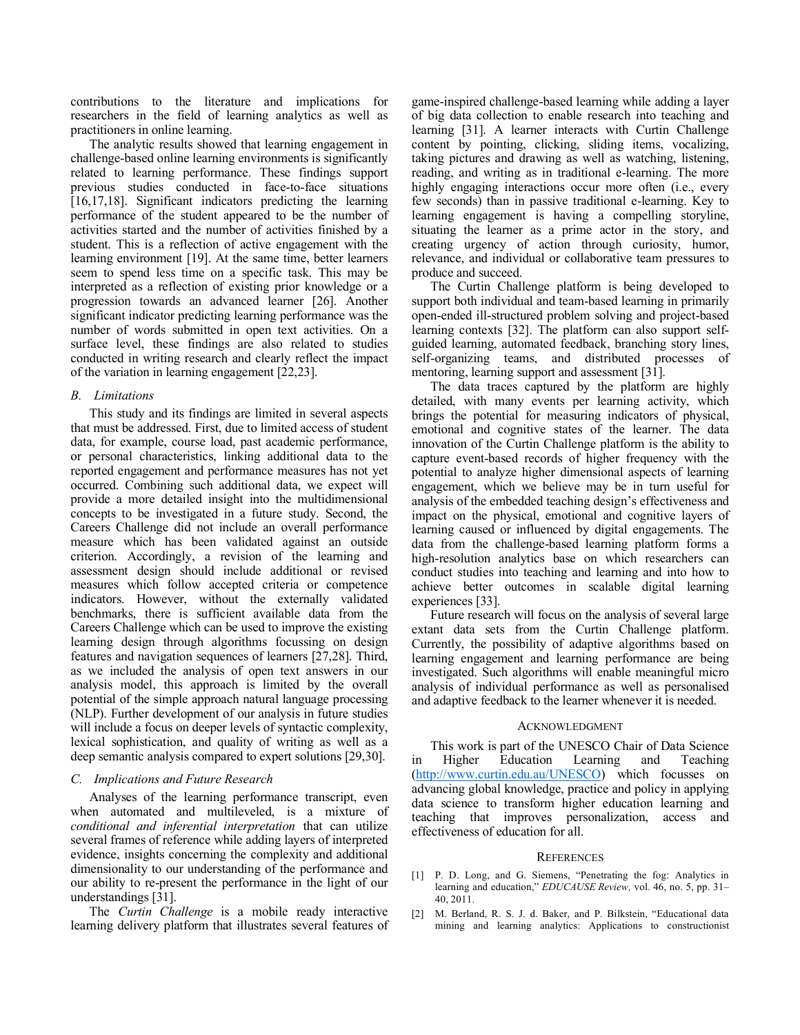contributions to the literature and implications for researchers in the field of learning analytics as well as practitioners in online learning.

The analytic results showed that learning engagement in challenge-based online learning environments is significantly related to learning performance. These findings support previous studies conducted in face-to-face situations [16,17,18]. Significant indicators predicting the learning performance of the student appeared to be the number of activities started and the number of activities finished by a student. This is a reflection of active engagement with the learning environment [19]. At the same time, better learners seem to spend less time on a specific task. This may be interpreted as a reflection of existing prior knowledge or a progression towards an advanced learner [26]. Another significant indicator predicting learning performance was the number of words submitted in open text activities. On a surface level, these findings are also related to studies conducted in writing research and clearly reflect the impact of the variation in learning engagement [22,23].

### *B. Limitations*

This study and its findings are limited in several aspects that must be addressed. First, due to limited access of student data, for example, course load, past academic performance, or personal characteristics, linking additional data to the reported engagement and performance measures has not yet occurred. Combining such additional data, we expect will provide a more detailed insight into the multidimensional concepts to be investigated in a future study. Second, the Careers Challenge did not include an overall performance measure which has been validated against an outside criterion. Accordingly, a revision of the learning and assessment design should include additional or revised measures which follow accepted criteria or competence indicators. However, without the externally validated benchmarks, there is sufficient available data from the Careers Challenge which can be used to improve the existing learning design through algorithms focussing on design features and navigation sequences of learners [27,28]. Third, as we included the analysis of open text answers in our analysis model, this approach is limited by the overall potential of the simple approach natural language processing (NLP). Further development of our analysis in future studies will include a focus on deeper levels of syntactic complexity, lexical sophistication, and quality of writing as well as a deep semantic analysis compared to expert solutions [29,30].

### *C. Implications and Future Research*

Analyses of the learning performance transcript, even when automated and multileveled, is a mixture of *conditional and inferential interpretation* that can utilize several frames of reference while adding layers of interpreted evidence, insights concerning the complexity and additional dimensionality to our understanding of the performance and our ability to re-present the performance in the light of our understandings [31].

The *Curtin Challenge* is a mobile ready interactive learning delivery platform that illustrates several features of game-inspired challenge-based learning while adding a layer of big data collection to enable research into teaching and learning [31]. A learner interacts with Curtin Challenge content by pointing, clicking, sliding items, vocalizing, taking pictures and drawing as well as watching, listening, reading, and writing as in traditional e-learning. The more highly engaging interactions occur more often (i.e., every few seconds) than in passive traditional e-learning. Key to learning engagement is having a compelling storyline, situating the learner as a prime actor in the story, and creating urgency of action through curiosity, humor, relevance, and individual or collaborative team pressures to produce and succeed.

The Curtin Challenge platform is being developed to support both individual and team-based learning in primarily open-ended ill-structured problem solving and project-based learning contexts [32]. The platform can also support self-guided learning, automated feedback, branching story lines, self-organizing teams, and distributed processes of mentoring, learning support and assessment [31].

The data traces captured by the platform are highly detailed, with many events per learning activity, which brings the potential for measuring indicators of physical, emotional and cognitive states of the learner. The data innovation of the Curtin Challenge platform is the ability to capture event-based records of higher frequency with the potential to analyze higher dimensional aspects of learning engagement, which we believe may be in turn useful for analysis of the embedded teaching design's effectiveness and impact on the physical, emotional and cognitive layers of learning caused or influenced by digital engagements. The data from the challenge-based learning platform forms a high-resolution analytics base on which researchers can conduct studies into teaching and learning and into how to achieve better outcomes in scalable digital learning experiences [33].

Future research will focus on the analysis of several large extant data sets from the Curtin Challenge platform. Currently, the possibility of adaptive algorithms based on learning engagement and learning performance are being investigated. Such algorithms will enable meaningful micro analysis of individual performance as well as personalised and adaptive feedback to the learner whenever it is needed.

## ACKNOWLEDGMENT

This work is part of the UNESCO Chair of Data Science in Higher Education Learning and Teaching (http://www.curtin.edu.au/UNESCO) which focusses on advancing global knowledge, practice and policy in applying data science to transform higher education learning and teaching that improves personalization, access and effectiveness of education for all.

## REFERENCES

[1] P. D. Long, and G. Siemens, "Penetrating the fog: Analytics in learning and education," *EDUCAUSE Review,* vol. 46, no. 5, pp. 31–40, 2011.

[2] M. Berland, R. S. J. d. Baker, and P. Bilkstein, "Educational data mining and learning analytics: Applications to constructionist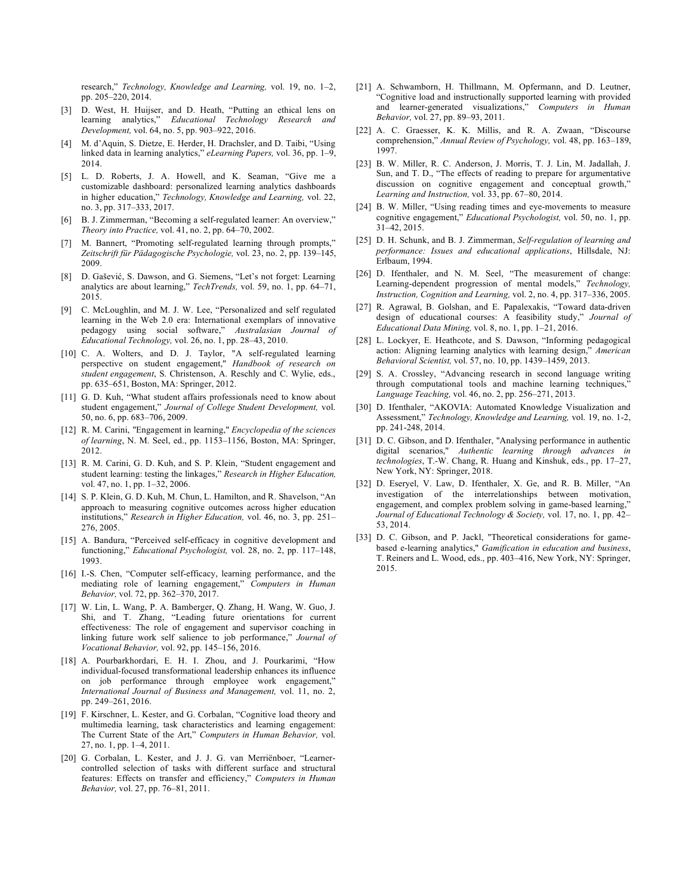research," *Technology, Knowledge and Learning,* vol. 19, no. 1–2, pp. 205–220, 2014.

[3] D. West, H. Huijser, and D. Heath, "Putting an ethical lens on learning analytics," *Educational Technology Research and Development,* vol. 64, no. 5, pp. 903–922, 2016.

[4] M. d'Aquin, S. Dietze, E. Herder, H. Drachsler, and D. Taibi, "Using linked data in learning analytics," *eLearning Papers,* vol. 36, pp. 1–9, 2014.

[5] L. D. Roberts, J. A. Howell, and K. Seaman, "Give me a customizable dashboard: personalized learning analytics dashboards in higher education," *Technology, Knowledge and Learning,* vol. 22, no. 3, pp. 317–333, 2017.

[6] B. J. Zimmerman, "Becoming a self-regulated learner: An overview," *Theory into Practice,* vol. 41, no. 2, pp. 64–70, 2002.

[7] M. Bannert, "Promoting self-regulated learning through prompts," *Zeitschrift für Pädagogische Psychologie,* vol. 23, no. 2, pp. 139–145, 2009.

[8] D. Gašević, S. Dawson, and G. Siemens, "Let's not forget: Learning analytics are about learning," *TechTrends,* vol. 59, no. 1, pp. 64–71, 2015.

[9] C. McLoughlin, and M. J. W. Lee, "Personalized and self regulated learning in the Web 2.0 era: International exemplars of innovative pedagogy using social software," *Australasian Journal of Educational Technology,* vol. 26, no. 1, pp. 28–43, 2010.

[10] C. A. Wolters, and D. J. Taylor, "A self-regulated learning perspective on student engagement," *Handbook of research on student engagement*, S. Christenson, A. Reschly and C. Wylie, eds., pp. 635–651, Boston, MA: Springer, 2012.

[11] G. D. Kuh, "What student affairs professionals need to know about student engagement," *Journal of College Student Development,* vol. 50, no. 6, pp. 683–706, 2009.

[12] R. M. Carini, "Engagement in learning," *Encyclopedia of the sciences of learning*, N. M. Seel, ed., pp. 1153–1156, Boston, MA: Springer, 2012.

[13] R. M. Carini, G. D. Kuh, and S. P. Klein, "Student engagement and student learning: testing the linkages," *Research in Higher Education,* vol. 47, no. 1, pp. 1–32, 2006.

[14] S. P. Klein, G. D. Kuh, M. Chun, L. Hamilton, and R. Shavelson, "An approach to measuring cognitive outcomes across higher education institutions," *Research in Higher Education,* vol. 46, no. 3, pp. 251–276, 2005.

[15] A. Bandura, "Perceived self-efficacy in cognitive development and functioning," *Educational Psychologist,* vol. 28, no. 2, pp. 117–148, 1993.

[16] I.-S. Chen, "Computer self-efficacy, learning performance, and the mediating role of learning engagement," *Computers in Human Behavior,* vol. 72, pp. 362–370, 2017.

[17] W. Lin, L. Wang, P. A. Bamberger, Q. Zhang, H. Wang, W. Guo, J. Shi, and T. Zhang, "Leading future orientations for current effectiveness: The role of engagement and supervisor coaching in linking future work self salience to job performance," *Journal of Vocational Behavior,* vol. 92, pp. 145–156, 2016.

[18] A. Pourbarkhordari, E. H. I. Zhou, and J. Pourkarimi, "How individual-focused transformational leadership enhances its influence on job performance through employee work engagement," *International Journal of Business and Management,* vol. 11, no. 2, pp. 249–261, 2016.

[19] F. Kirschner, L. Kester, and G. Corbalan, "Cognitive load theory and multimedia learning, task characteristics and learning engagement: The Current State of the Art," *Computers in Human Behavior,* vol. 27, no. 1, pp. 1–4, 2011.

[20] G. Corbalan, L. Kester, and J. J. G. van Merriënboer, "Learner-controlled selection of tasks with different surface and structural features: Effects on transfer and efficiency," *Computers in Human Behavior,* vol. 27, pp. 76–81, 2011.

[21] A. Schwamborn, H. Thillmann, M. Opfermann, and D. Leutner, "Cognitive load and instructionally supported learning with provided and learner-generated visualizations," *Computers in Human Behavior,* vol. 27, pp. 89–93, 2011.

[22] A. C. Graesser, K. K. Millis, and R. A. Zwaan, "Discourse comprehension," *Annual Review of Psychology,* vol. 48, pp. 163–189, 1997.

[23] B. W. Miller, R. C. Anderson, J. Morris, T. J. Lin, M. Jadallah, J. Sun, and T. D., "The effects of reading to prepare for argumentative discussion on cognitive engagement and conceptual growth," *Learning and Instruction,* vol. 33, pp. 67–80, 2014.

[24] B. W. Miller, "Using reading times and eye-movements to measure cognitive engagement," *Educational Psychologist,* vol. 50, no. 1, pp. 31–42, 2015.

[25] D. H. Schunk, and B. J. Zimmerman, *Self-regulation of learning and performance: Issues and educational applications*, Hillsdale, NJ: Erlbaum, 1994.

[26] D. Ifenthaler, and N. M. Seel, "The measurement of change: Learning-dependent progression of mental models," *Technology, Instruction, Cognition and Learning,* vol. 2, no. 4, pp. 317–336, 2005.

[27] R. Agrawal, B. Golshan, and E. Papalexakis, "Toward data-driven design of educational courses: A feasibility study," *Journal of Educational Data Mining,* vol. 8, no. 1, pp. 1–21, 2016.

[28] L. Lockyer, E. Heathcote, and S. Dawson, "Informing pedagogical action: Aligning learning analytics with learning design," *American Behavioral Scientist,* vol. 57, no. 10, pp. 1439–1459, 2013.

[29] S. A. Crossley, "Advancing research in second language writing through computational tools and machine learning techniques," *Language Teaching,* vol. 46, no. 2, pp. 256–271, 2013.

[30] D. Ifenthaler, "AKOVIA: Automated Knowledge Visualization and Assessment," *Technology, Knowledge and Learning,* vol. 19, no. 1-2, pp. 241-248, 2014.

[31] D. C. Gibson, and D. Ifenthaler, "Analysing performance in authentic digital scenarios," *Authentic learning through advances in technologies*, T.-W. Chang, R. Huang and Kinshuk, eds., pp. 17–27, New York, NY: Springer, 2018.

[32] D. Eseryel, V. Law, D. Ifenthaler, X. Ge, and R. B. Miller, "An investigation of the interrelationships between motivation, engagement, and complex problem solving in game-based learning," *Journal of Educational Technology & Society,* vol. 17, no. 1, pp. 42–53, 2014.

[33] D. C. Gibson, and P. Jackl, "Theoretical considerations for game-based e-learning analytics," *Gamification in education and business*, T. Reiners and L. Wood, eds., pp. 403–416, New York, NY: Springer, 2015.